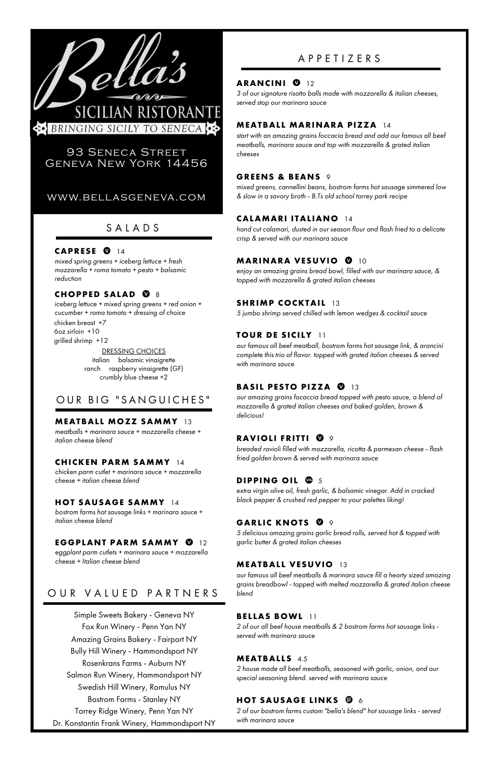# Bella's

## SICILIAN RISTORANTE

BRINGING SICILY TO SENECA

93 Seneca Street
Geneva New York 14456

WWW.BELLASGENEVA.COM

## SALADS

**CAPRESE** V 14
*mixed spring greens + iceberg lettuce + fresh mozzarella + roma tomato + pesto + balsamic reduction*

**CHOPPED SALAD** V 8
*iceberg lettuce + mixed spring greens + red onion + cucumber + roma tomato + dressing of choice*
chicken breast +7
6oz sirloin +10
grilled shrimp +12

DRESSING CHOICES
italian balsamic vinaigrette
ranch raspberry vinaigrette (GF)
crumbly blue cheese +2

## OUR BIG "SANGUICHES"

**MEATBALL MOZZ SAMMY** 13
*meatballs + marinara sauce + mozzarella cheese + italian cheese blend*

**CHICKEN PARM SAMMY** 14
*chicken parm cutlet + marinara sauce + mozzarella cheese + italian cheese blend*

**HOT SAUSAGE SAMMY** 14
*bostrom farms hot sausage links + marinara sauce + italian cheese blend*

**EGGPLANT PARM SAMMY** V 12
*eggplant parm cutlets + marinara sauce + mozzarella cheese + Italian cheese blend*

## OUR VALUED PARTNERS

Simple Sweets Bakery - Geneva NY
Fox Run Winery - Penn Yan NY
Amazing Grains Bakery - Fairport NY
Bully Hill Winery - Hammondsport NY
Rosenkrans Farms - Auburn NY
Salmon Run Winery, Hammondsport NY
Swedish Hill Winery, Romulus NY
Bostrom Farms - Stanley NY
Torrey Ridge Winery, Penn Yan NY
Dr. Konstantin Frank Winery, Hammondsport NY

## APPETIZERS

**ARANCINI** V 12
*3 of our signature risotto balls made with mozzarella & italian cheeses, served stop our marinara sauce*

**MEATBALL MARINARA PIZZA** 14
*start with an amazing grains foccacia bread and add our famous all beef meatballs, marinara sauce and top with mozzarella & grated italian cheeses*

**GREENS & BEANS** 9
*mixed greens, cannellini beans, bostrom farms hot sausage simmered low & slow in a savory broth - B.Ts old school torrey park recipe*

**CALAMARI ITALIANO** 14
*hand cut calamari, dusted in our season flour and flash fried to a delicate crisp & served with our marinara sauce*

**MARINARA VESUVIO** V 10
*enjoy an amazing grains bread bowl, filled with our marinara sauce, & topped with mozzarella & grated italian cheeses*

**SHRIMP COCKTAIL** 13
*5 jumbo shrimp served chilled with lemon wedges & cocktail sauce*

**TOUR DE SICILY** 11
*our famous all beef meatball, bostrom farms hot sausage link, & arancini complete this trio of flavor. topped with grated italian cheeses & served with marinara sauce*

**BASIL PESTO PIZZA** V 13
*our amazing grains focaccia bread topped with pesto sauce, a blend of mozzarella & grated italian cheeses and baked golden, brown & delicious!*

**RAVIOLI FRITTI** V 9
*breaded ravioli filled with mozzarella, ricotta & parmesan cheese - flash fried golden brown & served with marinara sauce*

**DIPPING OIL** VG 5
*extra virgin olive oil, fresh garlic, & balsamic vinegar. Add in cracked black pepper & crushed red pepper to your palettes liking!*

**GARLIC KNOTS** V 9
*5 delicious amazing grains garlic bread rolls, served hot & topped with garlic butter & grated italian cheeses*

**MEATBALL VESUVIO** 13
*our famous all beef meatballs & marinara sauce fill a hearty sized amazing grains breadbowl - topped with melted mozzarella & grated italian cheese blend*

**BELLAS BOWL** 11
*2 of our all beef house meatballs & 2 bostrom farms hot sausage links - served with marinara sauce*

**MEATBALLS** 4.5
*2 house made all beef meatballs, seasoned with garlic, onion, and our special seasoning blend. served with marinara sauce*

**HOT SAUSAGE LINKS** GF 6
*2 of our bostrom farms custom "bella's blend" hot sausage links - served with marinara sauce*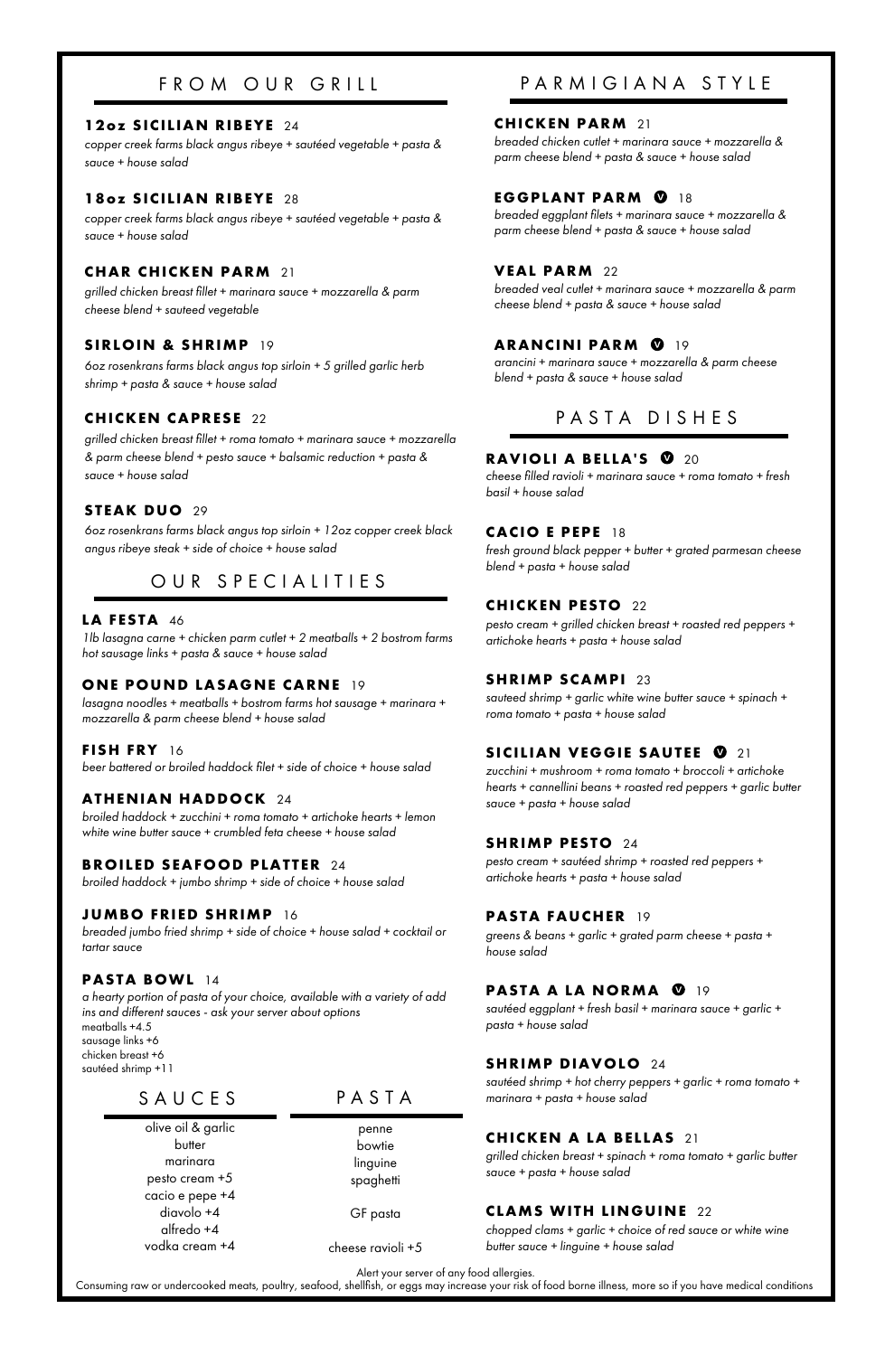## FROM OUR GRILL

**12oz SICILIAN RIBEYE** 24
*copper creek farms black angus ribeye + sautéed vegetable + pasta & sauce + house salad*

**18oz SICILIAN RIBEYE** 28
*copper creek farms black angus ribeye + sautéed vegetable + pasta & sauce + house salad*

**CHAR CHICKEN PARM** 21
*grilled chicken breast fillet + marinara sauce + mozzarella & parm cheese blend + sauteed vegetable*

**SIRLOIN & SHRIMP** 19
*6oz rosenkrans farms black angus top sirloin + 5 grilled garlic herb shrimp + pasta & sauce + house salad*

**CHICKEN CAPRESE** 22
*grilled chicken breast fillet + roma tomato + marinara sauce + mozzarella & parm cheese blend + pesto sauce + balsamic reduction + pasta & sauce + house salad*

**STEAK DUO** 29
*6oz rosenkrans farms black angus top sirloin + 12oz copper creek black angus ribeye steak + side of choice + house salad*

## OUR SPECIALITIES

**LA FESTA** 46
*1lb lasagna carne + chicken parm cutlet + 2 meatballs + 2 bostrom farms hot sausage links + pasta & sauce + house salad*

**ONE POUND LASAGNE CARNE** 19
*lasagna noodles + meatballs + bostrom farms hot sausage + marinara + mozzarella & parm cheese blend + house salad*

**FISH FRY** 16
*beer battered or broiled haddock filet + side of choice + house salad*

**ATHENIAN HADDOCK** 24
*broiled haddock + zucchini + roma tomato + artichoke hearts + lemon white wine butter sauce + crumbled feta cheese + house salad*

**BROILED SEAFOOD PLATTER** 24
*broiled haddock + jumbo shrimp + side of choice + house salad*

**JUMBO FRIED SHRIMP** 16
*breaded jumbo fried shrimp + side of choice + house salad + cocktail or tartar sauce*

**PASTA BOWL** 14
*a hearty portion of pasta of your choice, available with a variety of add ins and different sauces - ask your server about options*
meatballs +4.5
sausage links +6
chicken breast +6
sautéed shrimp +11

## SAUCES

olive oil & garlic
butter
marinara
pesto cream +5
cacio e pepe +4
diavolo +4
alfredo +4
vodka cream +4

## PASTA

penne
bowtie
linguine
spaghetti

GF pasta

cheese ravioli +5

## PARMIGIANA STYLE

**CHICKEN PARM** 21
*breaded chicken cutlet + marinara sauce + mozzarella & parm cheese blend + pasta & sauce + house salad*

**EGGPLANT PARM** (V) 18
*breaded eggplant filets + marinara sauce + mozzarella & parm cheese blend + pasta & sauce + house salad*

**VEAL PARM** 22
*breaded veal cutlet + marinara sauce + mozzarella & parm cheese blend + pasta & sauce + house salad*

**ARANCINI PARM** (V) 19
*arancini + marinara sauce + mozzarella & parm cheese blend + pasta & sauce + house salad*

## PASTA DISHES

**RAVIOLI A BELLA'S** (V) 20
*cheese filled ravioli + marinara sauce + roma tomato + fresh basil + house salad*

**CACIO E PEPE** 18
*fresh ground black pepper + butter + grated parmesan cheese blend + pasta + house salad*

**CHICKEN PESTO** 22
*pesto cream + grilled chicken breast + roasted red peppers + artichoke hearts + pasta + house salad*

**SHRIMP SCAMPI** 23
*sauteed shrimp + garlic white wine butter sauce + spinach + roma tomato + pasta + house salad*

**SICILIAN VEGGIE SAUTEE** (V) 21
*zucchini + mushroom + roma tomato + broccoli + artichoke hearts + cannellini beans + roasted red peppers + garlic butter sauce + pasta + house salad*

**SHRIMP PESTO** 24
*pesto cream + sautéed shrimp + roasted red peppers + artichoke hearts + pasta + house salad*

**PASTA FAUCHER** 19
*greens & beans + garlic + grated parm cheese + pasta + house salad*

**PASTA A LA NORMA** (V) 19
*sautéed eggplant + fresh basil + marinara sauce + garlic + pasta + house salad*

**SHRIMP DIAVOLO** 24
*sautéed shrimp + hot cherry peppers + garlic + roma tomato + marinara + pasta + house salad*

**CHICKEN A LA BELLAS** 21
*grilled chicken breast + spinach + roma tomato + garlic butter sauce + pasta + house salad*

**CLAMS WITH LINGUINE** 22
*chopped clams + garlic + choice of red sauce or white wine butter sauce + linguine + house salad*

Alert your server of any food allergies.
Consuming raw or undercooked meats, poultry, seafood, shellfish, or eggs may increase your risk of food borne illness, more so if you have medical conditions